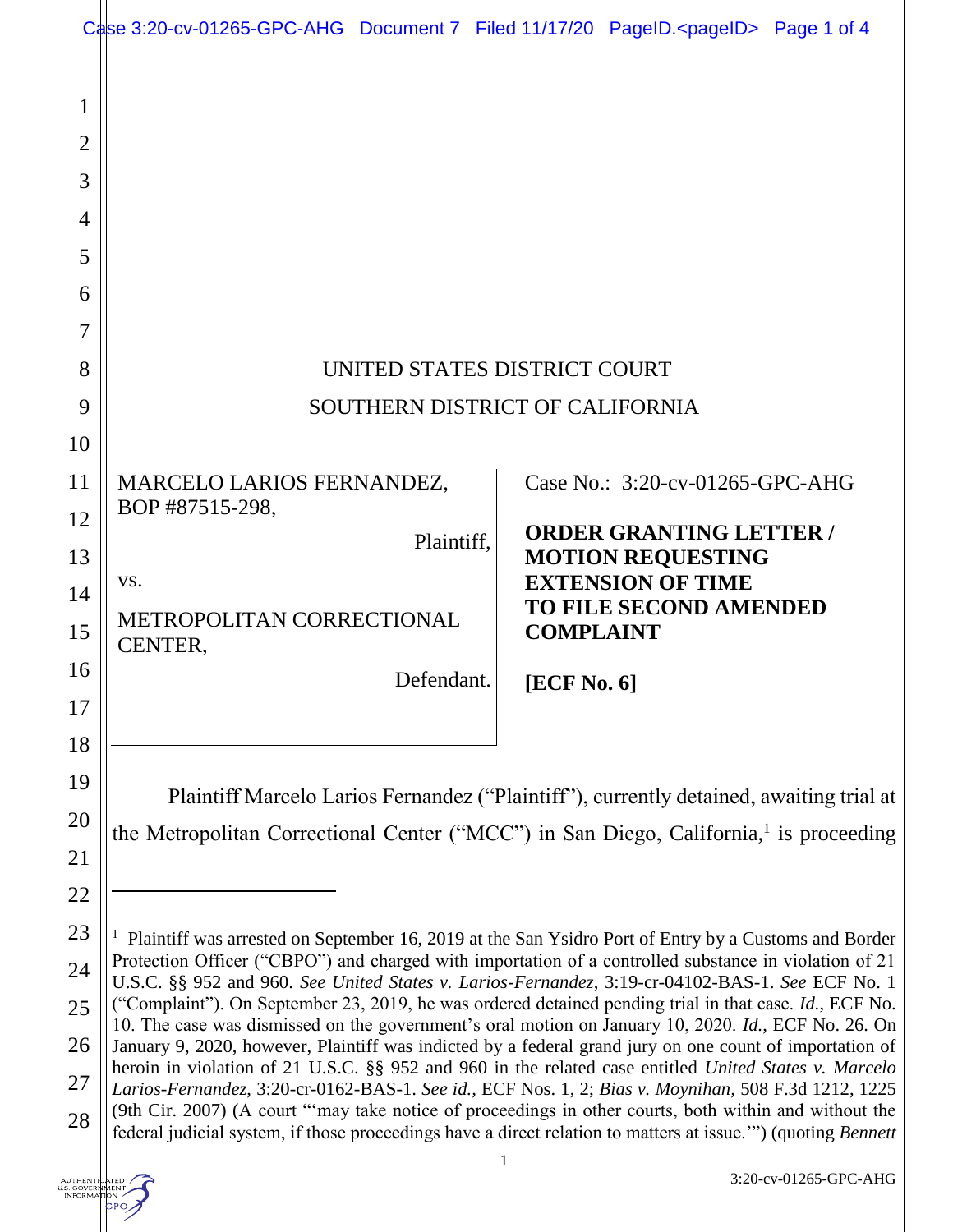UNITED STATES DISTRICT COURT

SOUTHERN DISTRICT OF CALIFORNIA

MARCELO LARIOS FERNANDEZ, BOP #87515-298,

Plaintiff,

vs.

METROPOLITAN CORRECTIONAL CENTER,

Defendant.

Case No.: 3:20-cv-01265-GPC-AHG

**ORDER GRANTING LETTER / MOTION REQUESTING EXTENSION OF TIME TO FILE SECOND AMENDED COMPLAINT**

**[ECF No. 6]**

Plaintiff Marcelo Larios Fernandez ("Plaintiff"), currently detained, awaiting trial at the Metropolitan Correctional Center ("MCC") in San Diego, California,[1] is proceeding

---

[1] Plaintiff was arrested on September 16, 2019 at the San Ysidro Port of Entry by a Customs and Border Protection Officer ("CBPO") and charged with importation of a controlled substance in violation of 21 U.S.C. §§ 952 and 960. *See United States v. Larios-Fernandez*, 3:19-cr-04102-BAS-1. *See* ECF No. 1 ("Complaint"). On September 23, 2019, he was ordered detained pending trial in that case. *Id.*, ECF No. 10. The case was dismissed on the government's oral motion on January 10, 2020. *Id.*, ECF No. 26. On January 9, 2020, however, Plaintiff was indicted by a federal grand jury on one count of importation of heroin in violation of 21 U.S.C. §§ 952 and 960 in the related case entitled *United States v. Marcelo Larios-Fernandez*, 3:20-cr-0162-BAS-1. *See id.*, ECF Nos. 1, 2; *Bias v. Moynihan*, 508 F.3d 1212, 1225 (9th Cir. 2007) (A court "'may take notice of proceedings in other courts, both within and without the federal judicial system, if those proceedings have a direct relation to matters at issue.'") (quoting *Bennett*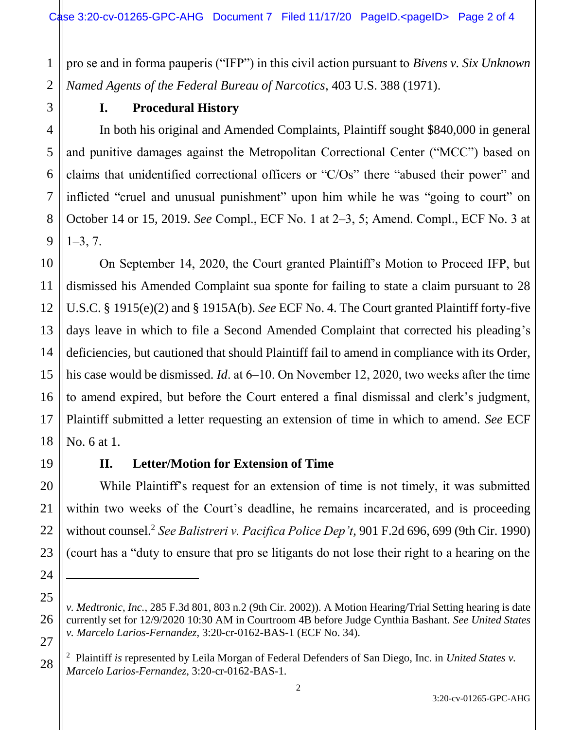pro se and in forma pauperis ("IFP") in this civil action pursuant to *Bivens v. Six Unknown Named Agents of the Federal Bureau of Narcotics*, 403 U.S. 388 (1971).

## I. Procedural History

In both his original and Amended Complaints, Plaintiff sought $840,000 in general and punitive damages against the Metropolitan Correctional Center ("MCC") based on claims that unidentified correctional officers or "C/Os" there "abused their power" and inflicted "cruel and unusual punishment" upon him while he was "going to court" on October 14 or 15, 2019. *See* Compl., ECF No. 1 at 2–3, 5; Amend. Compl., ECF No. 3 at 1–3, 7.

On September 14, 2020, the Court granted Plaintiff's Motion to Proceed IFP, but dismissed his Amended Complaint sua sponte for failing to state a claim pursuant to 28 U.S.C. § 1915(e)(2) and § 1915A(b). *See* ECF No. 4. The Court granted Plaintiff forty-five days leave in which to file a Second Amended Complaint that corrected his pleading's deficiencies, but cautioned that should Plaintiff fail to amend in compliance with its Order, his case would be dismissed. *Id*. at 6–10. On November 12, 2020, two weeks after the time to amend expired, but before the Court entered a final dismissal and clerk's judgment, Plaintiff submitted a letter requesting an extension of time in which to amend. *See* ECF No. 6 at 1.

## II. Letter/Motion for Extension of Time

While Plaintiff's request for an extension of time is not timely, it was submitted within two weeks of the Court's deadline, he remains incarcerated, and is proceeding without counsel.[2] *See Balistreri v. Pacifica Police Dep't*, 901 F.2d 696, 699 (9th Cir. 1990) (court has a "duty to ensure that pro se litigants do not lose their right to a hearing on the

---

*v. Medtronic, Inc.*, 285 F.3d 801, 803 n.2 (9th Cir. 2002)). A Motion Hearing/Trial Setting hearing is date currently set for 12/9/2020 10:30 AM in Courtroom 4B before Judge Cynthia Bashant. *See United States v. Marcelo Larios-Fernandez*, 3:20-cr-0162-BAS-1 (ECF No. 34).

[2] Plaintiff *is* represented by Leila Morgan of Federal Defenders of San Diego, Inc. in *United States v. Marcelo Larios-Fernandez*, 3:20-cr-0162-BAS-1.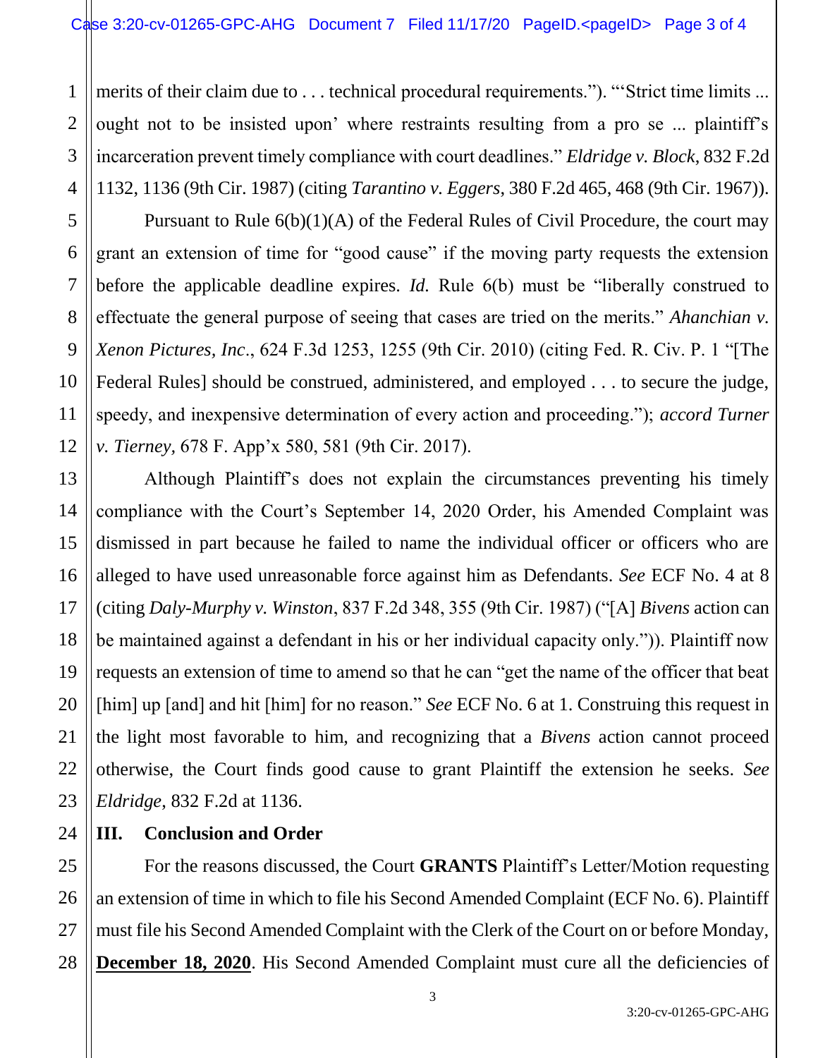merits of their claim due to . . . technical procedural requirements."). "'Strict time limits ... ought not to be insisted upon' where restraints resulting from a pro se ... plaintiff's incarceration prevent timely compliance with court deadlines." *Eldridge v. Block*, 832 F.2d 1132, 1136 (9th Cir. 1987) (citing *Tarantino v. Eggers*, 380 F.2d 465, 468 (9th Cir. 1967)).

Pursuant to Rule 6(b)(1)(A) of the Federal Rules of Civil Procedure, the court may grant an extension of time for "good cause" if the moving party requests the extension before the applicable deadline expires. *Id.* Rule 6(b) must be "liberally construed to effectuate the general purpose of seeing that cases are tried on the merits." *Ahanchian v. Xenon Pictures, Inc*., 624 F.3d 1253, 1255 (9th Cir. 2010) (citing Fed. R. Civ. P. 1 "[The Federal Rules] should be construed, administered, and employed . . . to secure the judge, speedy, and inexpensive determination of every action and proceeding."); *accord Turner v. Tierney*, 678 F. App'x 580, 581 (9th Cir. 2017).

Although Plaintiff's does not explain the circumstances preventing his timely compliance with the Court's September 14, 2020 Order, his Amended Complaint was dismissed in part because he failed to name the individual officer or officers who are alleged to have used unreasonable force against him as Defendants. *See* ECF No. 4 at 8 (citing *Daly-Murphy v. Winston*, 837 F.2d 348, 355 (9th Cir. 1987) ("[A] *Bivens* action can be maintained against a defendant in his or her individual capacity only.")). Plaintiff now requests an extension of time to amend so that he can "get the name of the officer that beat [him] up [and] and hit [him] for no reason." *See* ECF No. 6 at 1. Construing this request in the light most favorable to him, and recognizing that a *Bivens* action cannot proceed otherwise, the Court finds good cause to grant Plaintiff the extension he seeks. *See Eldridge*, 832 F.2d at 1136.

## III. Conclusion and Order

For the reasons discussed, the Court **GRANTS** Plaintiff's Letter/Motion requesting an extension of time in which to file his Second Amended Complaint (ECF No. 6). Plaintiff must file his Second Amended Complaint with the Clerk of the Court on or before Monday, **December 18, 2020**. His Second Amended Complaint must cure all the deficiencies of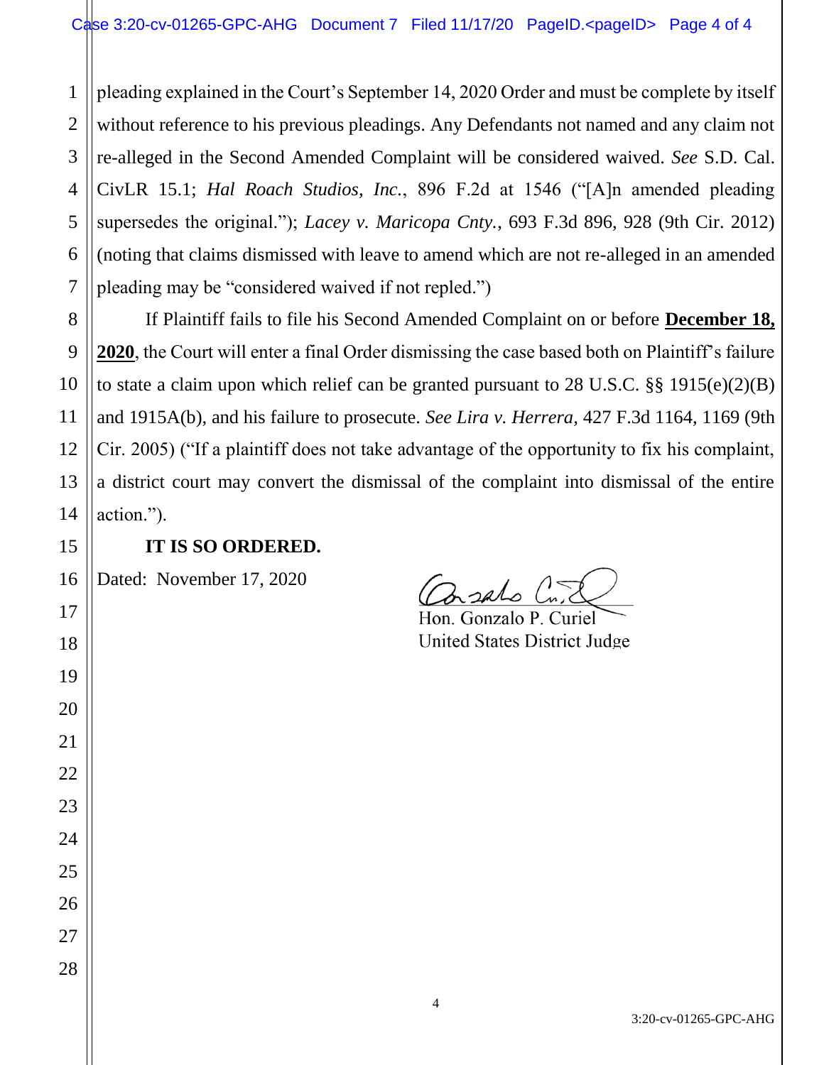pleading explained in the Court's September 14, 2020 Order and must be complete by itself without reference to his previous pleadings. Any Defendants not named and any claim not re-alleged in the Second Amended Complaint will be considered waived. *See* S.D. Cal. CivLR 15.1; *Hal Roach Studios, Inc.*, 896 F.2d at 1546 ("[A]n amended pleading supersedes the original."); *Lacey v. Maricopa Cnty.*, 693 F.3d 896, 928 (9th Cir. 2012) (noting that claims dismissed with leave to amend which are not re-alleged in an amended pleading may be "considered waived if not repled.")

If Plaintiff fails to file his Second Amended Complaint on or before **December 18, 2020**, the Court will enter a final Order dismissing the case based both on Plaintiff's failure to state a claim upon which relief can be granted pursuant to 28 U.S.C. §§ 1915(e)(2)(B) and 1915A(b), and his failure to prosecute. *See Lira v. Herrera*, 427 F.3d 1164, 1169 (9th Cir. 2005) ("If a plaintiff does not take advantage of the opportunity to fix his complaint, a district court may convert the dismissal of the complaint into dismissal of the entire action.").

**IT IS SO ORDERED.**

Dated: November 17, 2020

Hon. Gonzalo P. Curiel
United States District Judge